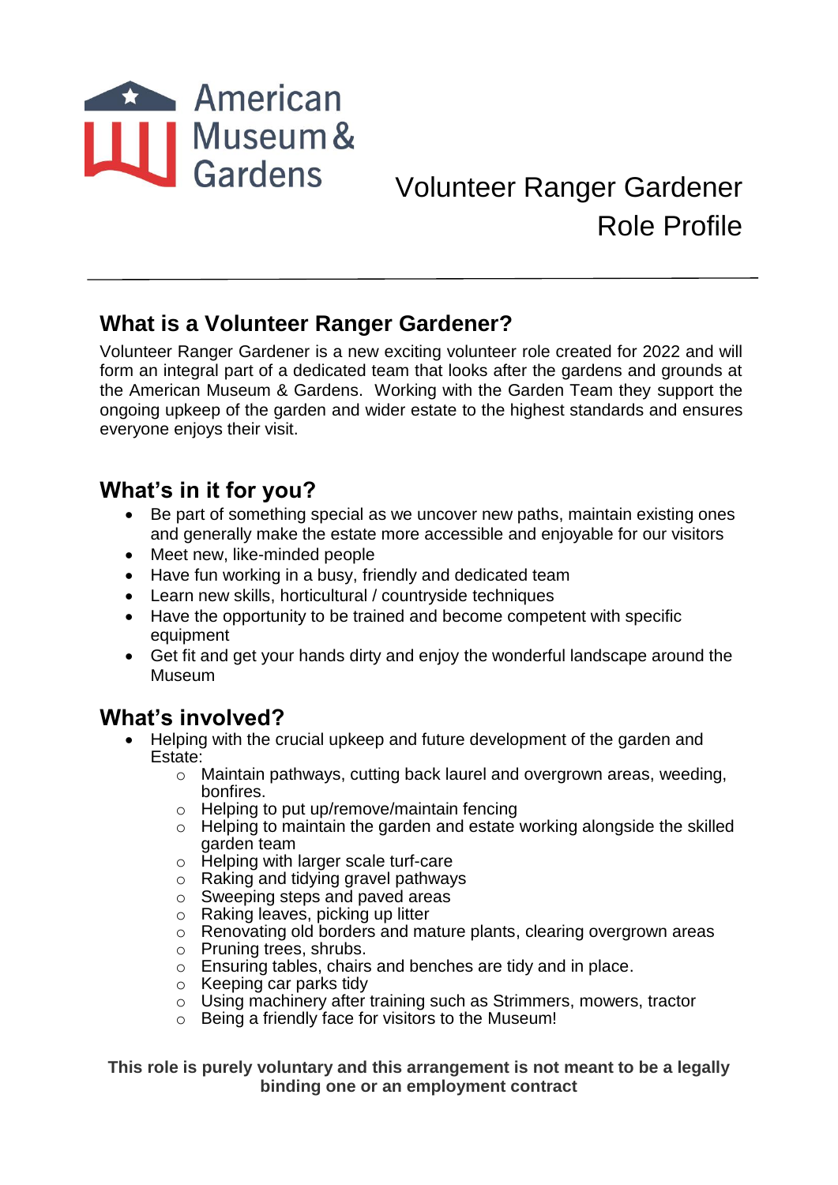American Museum & Gardens

# Volunteer Ranger Gardener Role Profile

---

## What is a Volunteer Ranger Gardener?

Volunteer Ranger Gardener is a new exciting volunteer role created for 2022 and will form an integral part of a dedicated team that looks after the gardens and grounds at the American Museum & Gardens. Working with the Garden Team they support the ongoing upkeep of the garden and wider estate to the highest standards and ensures everyone enjoys their visit.

## What's in it for you?

- Be part of something special as we uncover new paths, maintain existing ones and generally make the estate more accessible and enjoyable for our visitors
- Meet new, like-minded people
- Have fun working in a busy, friendly and dedicated team
- Learn new skills, horticultural / countryside techniques
- Have the opportunity to be trained and become competent with specific equipment
- Get fit and get your hands dirty and enjoy the wonderful landscape around the Museum

## What's involved?

- Helping with the crucial upkeep and future development of the garden and Estate:
  - Maintain pathways, cutting back laurel and overgrown areas, weeding, bonfires.
  - Helping to put up/remove/maintain fencing
  - Helping to maintain the garden and estate working alongside the skilled garden team
  - Helping with larger scale turf-care
  - Raking and tidying gravel pathways
  - Sweeping steps and paved areas
  - Raking leaves, picking up litter
  - Renovating old borders and mature plants, clearing overgrown areas
  - Pruning trees, shrubs.
  - Ensuring tables, chairs and benches are tidy and in place.
  - Keeping car parks tidy
  - Using machinery after training such as Strimmers, mowers, tractor
  - Being a friendly face for visitors to the Museum!

**This role is purely voluntary and this arrangement is not meant to be a legally binding one or an employment contract**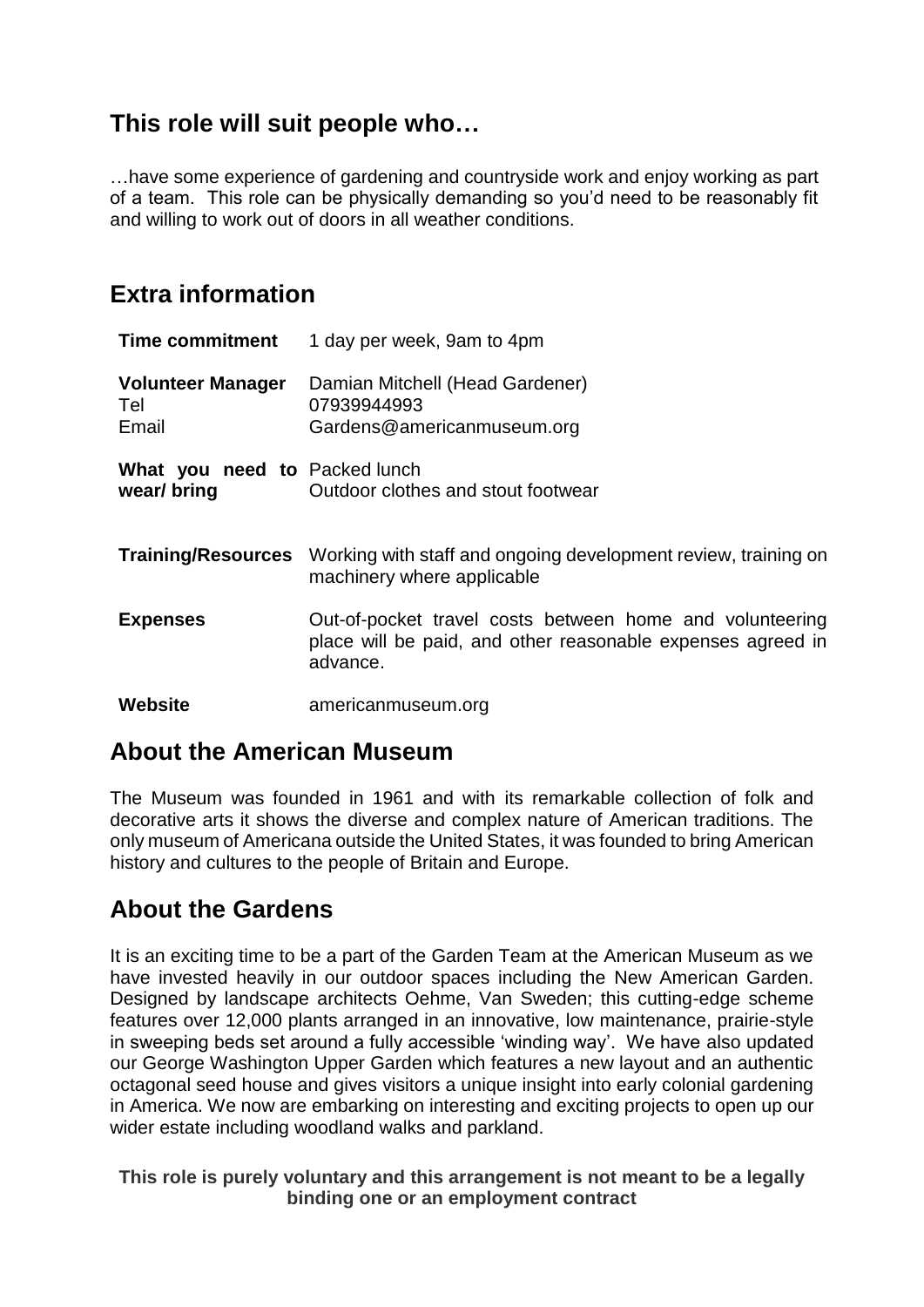## This role will suit people who…

…have some experience of gardening and countryside work and enjoy working as part of a team. This role can be physically demanding so you'd need to be reasonably fit and willing to work out of doors in all weather conditions.

## Extra information

| | |
|---|---|
| **Time commitment** | 1 day per week, 9am to 4pm |
| **Volunteer Manager**<br>Tel<br>Email | Damian Mitchell (Head Gardener)<br>07939944993<br>Gardens@americanmuseum.org |
| **What you need to wear/ bring** | Packed lunch<br>Outdoor clothes and stout footwear |
| **Training/Resources** | Working with staff and ongoing development review, training on machinery where applicable |
| **Expenses** | Out-of-pocket travel costs between home and volunteering place will be paid, and other reasonable expenses agreed in advance. |
| **Website** | americanmuseum.org |

## About the American Museum

The Museum was founded in 1961 and with its remarkable collection of folk and decorative arts it shows the diverse and complex nature of American traditions. The only museum of Americana outside the United States, it was founded to bring American history and cultures to the people of Britain and Europe.

## About the Gardens

It is an exciting time to be a part of the Garden Team at the American Museum as we have invested heavily in our outdoor spaces including the New American Garden. Designed by landscape architects Oehme, Van Sweden; this cutting-edge scheme features over 12,000 plants arranged in an innovative, low maintenance, prairie-style in sweeping beds set around a fully accessible 'winding way'. We have also updated our George Washington Upper Garden which features a new layout and an authentic octagonal seed house and gives visitors a unique insight into early colonial gardening in America. We now are embarking on interesting and exciting projects to open up our wider estate including woodland walks and parkland.

**This role is purely voluntary and this arrangement is not meant to be a legally binding one or an employment contract**